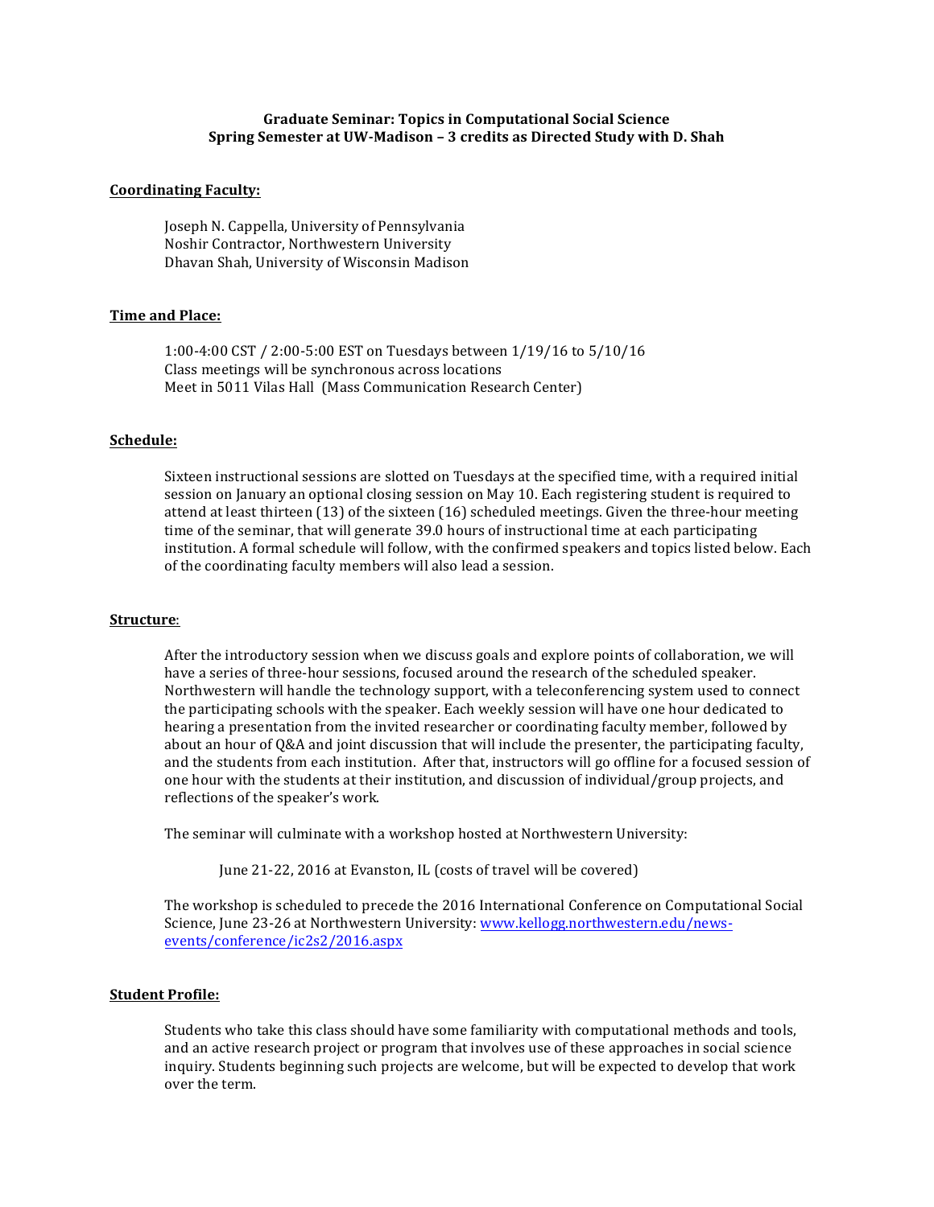**Graduate Seminar: Topics in Computational Social Science**
**Spring Semester at UW-Madison – 3 credits as Directed Study with D. Shah**

## Coordinating Faculty:

Joseph N. Cappella, University of Pennsylvania
Noshir Contractor, Northwestern University
Dhavan Shah, University of Wisconsin Madison

## Time and Place:

1:00-4:00 CST / 2:00-5:00 EST on Tuesdays between 1/19/16 to 5/10/16
Class meetings will be synchronous across locations
Meet in 5011 Vilas Hall (Mass Communication Research Center)

## Schedule:

Sixteen instructional sessions are slotted on Tuesdays at the specified time, with a required initial session on January an optional closing session on May 10. Each registering student is required to attend at least thirteen (13) of the sixteen (16) scheduled meetings. Given the three-hour meeting time of the seminar, that will generate 39.0 hours of instructional time at each participating institution. A formal schedule will follow, with the confirmed speakers and topics listed below. Each of the coordinating faculty members will also lead a session.

## Structure:

After the introductory session when we discuss goals and explore points of collaboration, we will have a series of three-hour sessions, focused around the research of the scheduled speaker. Northwestern will handle the technology support, with a teleconferencing system used to connect the participating schools with the speaker. Each weekly session will have one hour dedicated to hearing a presentation from the invited researcher or coordinating faculty member, followed by about an hour of Q&A and joint discussion that will include the presenter, the participating faculty, and the students from each institution. After that, instructors will go offline for a focused session of one hour with the students at their institution, and discussion of individual/group projects, and reflections of the speaker's work.

The seminar will culminate with a workshop hosted at Northwestern University:

> June 21-22, 2016 at Evanston, IL (costs of travel will be covered)

The workshop is scheduled to precede the 2016 International Conference on Computational Social Science, June 23-26 at Northwestern University: [www.kellogg.northwestern.edu/news-events/conference/ic2s2/2016.aspx](www.kellogg.northwestern.edu/news-events/conference/ic2s2/2016.aspx)

## Student Profile:

Students who take this class should have some familiarity with computational methods and tools, and an active research project or program that involves use of these approaches in social science inquiry. Students beginning such projects are welcome, but will be expected to develop that work over the term.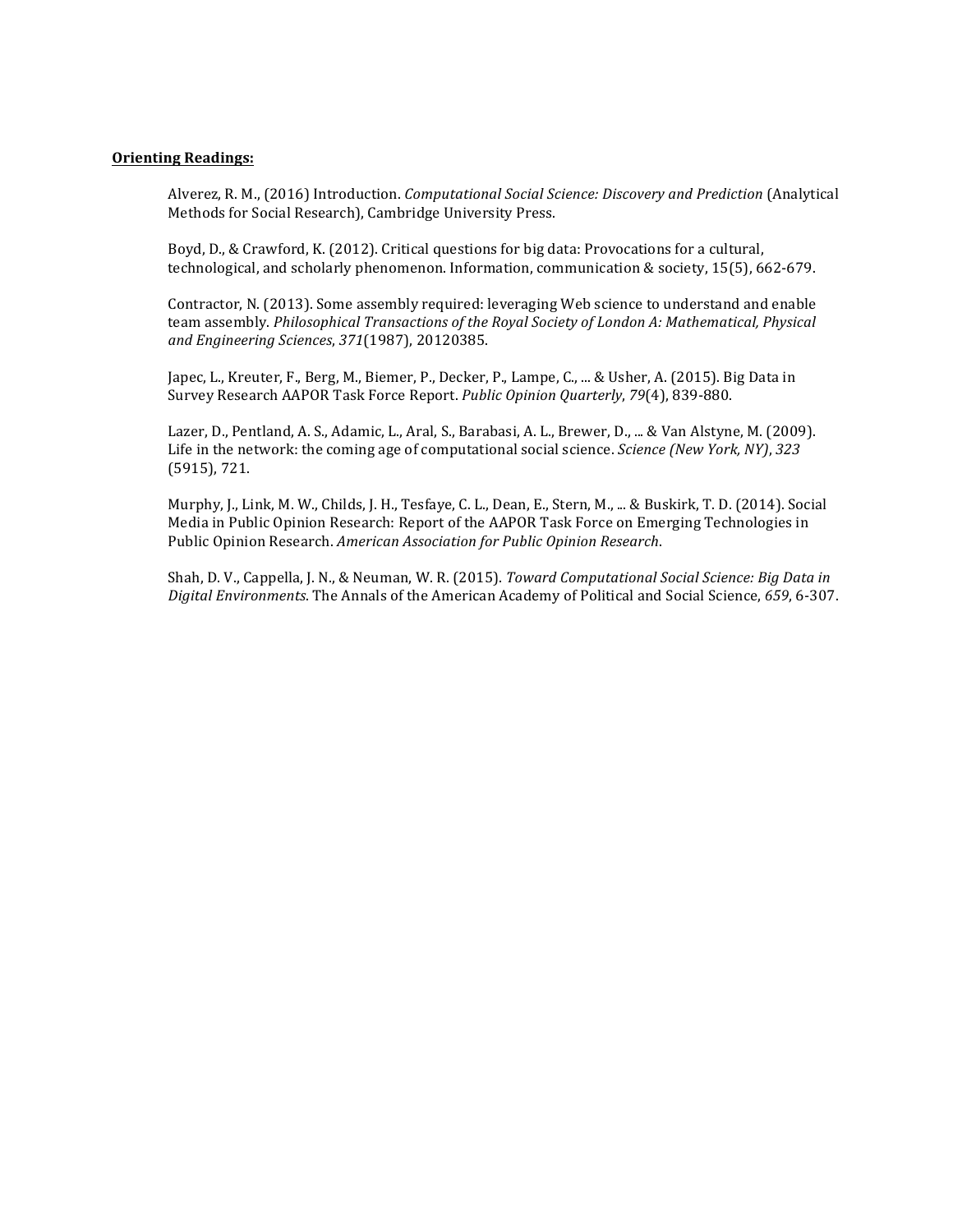**Orienting Readings:**

Alverez, R. M., (2016) Introduction. *Computational Social Science: Discovery and Prediction* (Analytical Methods for Social Research), Cambridge University Press.

Boyd, D., & Crawford, K. (2012). Critical questions for big data: Provocations for a cultural, technological, and scholarly phenomenon. Information, communication & society, 15(5), 662-679.

Contractor, N. (2013). Some assembly required: leveraging Web science to understand and enable team assembly. *Philosophical Transactions of the Royal Society of London A: Mathematical, Physical and Engineering Sciences*, *371*(1987), 20120385.

Japec, L., Kreuter, F., Berg, M., Biemer, P., Decker, P., Lampe, C., ... & Usher, A. (2015). Big Data in Survey Research AAPOR Task Force Report. *Public Opinion Quarterly*, *79*(4), 839-880.

Lazer, D., Pentland, A. S., Adamic, L., Aral, S., Barabasi, A. L., Brewer, D., ... & Van Alstyne, M. (2009). Life in the network: the coming age of computational social science. *Science (New York, NY)*, *323* (5915), 721.

Murphy, J., Link, M. W., Childs, J. H., Tesfaye, C. L., Dean, E., Stern, M., ... & Buskirk, T. D. (2014). Social Media in Public Opinion Research: Report of the AAPOR Task Force on Emerging Technologies in Public Opinion Research. *American Association for Public Opinion Research*.

Shah, D. V., Cappella, J. N., & Neuman, W. R. (2015). *Toward Computational Social Science: Big Data in Digital Environments*. The Annals of the American Academy of Political and Social Science, *659*, 6-307.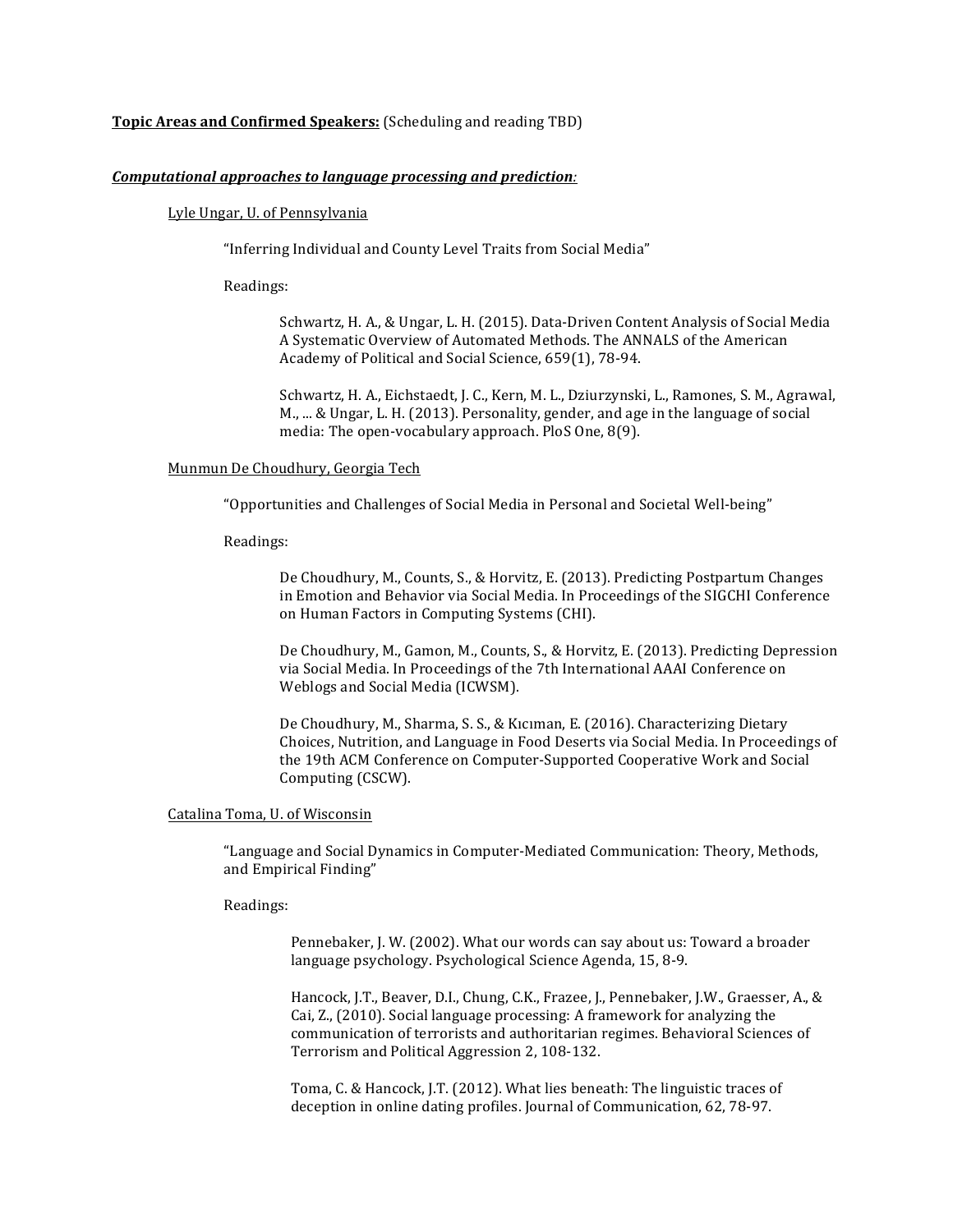**<u>Topic Areas and Confirmed Speakers:</u>** (Scheduling and reading TBD)

***<u>Computational approaches to language processing and prediction</u>:***

<u>Lyle Ungar, U. of Pennsylvania</u>

"Inferring Individual and County Level Traits from Social Media"

Readings:

Schwartz, H. A., & Ungar, L. H. (2015). Data-Driven Content Analysis of Social Media A Systematic Overview of Automated Methods. The ANNALS of the American Academy of Political and Social Science, 659(1), 78-94.

Schwartz, H. A., Eichstaedt, J. C., Kern, M. L., Dziurzynski, L., Ramones, S. M., Agrawal, M., ... & Ungar, L. H. (2013). Personality, gender, and age in the language of social media: The open-vocabulary approach. PloS One, 8(9).

<u>Munmun De Choudhury, Georgia Tech</u>

"Opportunities and Challenges of Social Media in Personal and Societal Well-being"

Readings:

De Choudhury, M., Counts, S., & Horvitz, E. (2013). Predicting Postpartum Changes in Emotion and Behavior via Social Media. In Proceedings of the SIGCHI Conference on Human Factors in Computing Systems (CHI).

De Choudhury, M., Gamon, M., Counts, S., & Horvitz, E. (2013). Predicting Depression via Social Media. In Proceedings of the 7th International AAAI Conference on Weblogs and Social Media (ICWSM).

De Choudhury, M., Sharma, S. S., & Kıcıman, E. (2016). Characterizing Dietary Choices, Nutrition, and Language in Food Deserts via Social Media. In Proceedings of the 19th ACM Conference on Computer-Supported Cooperative Work and Social Computing (CSCW).

<u>Catalina Toma, U. of Wisconsin</u>

"Language and Social Dynamics in Computer-Mediated Communication: Theory, Methods, and Empirical Finding"

Readings:

Pennebaker, J. W. (2002). What our words can say about us: Toward a broader language psychology. Psychological Science Agenda, 15, 8-9.

Hancock, J.T., Beaver, D.I., Chung, C.K., Frazee, J., Pennebaker, J.W., Graesser, A., & Cai, Z., (2010). Social language processing: A framework for analyzing the communication of terrorists and authoritarian regimes. Behavioral Sciences of Terrorism and Political Aggression 2, 108-132.

Toma, C. & Hancock, J.T. (2012). What lies beneath: The linguistic traces of deception in online dating profiles. Journal of Communication, 62, 78-97.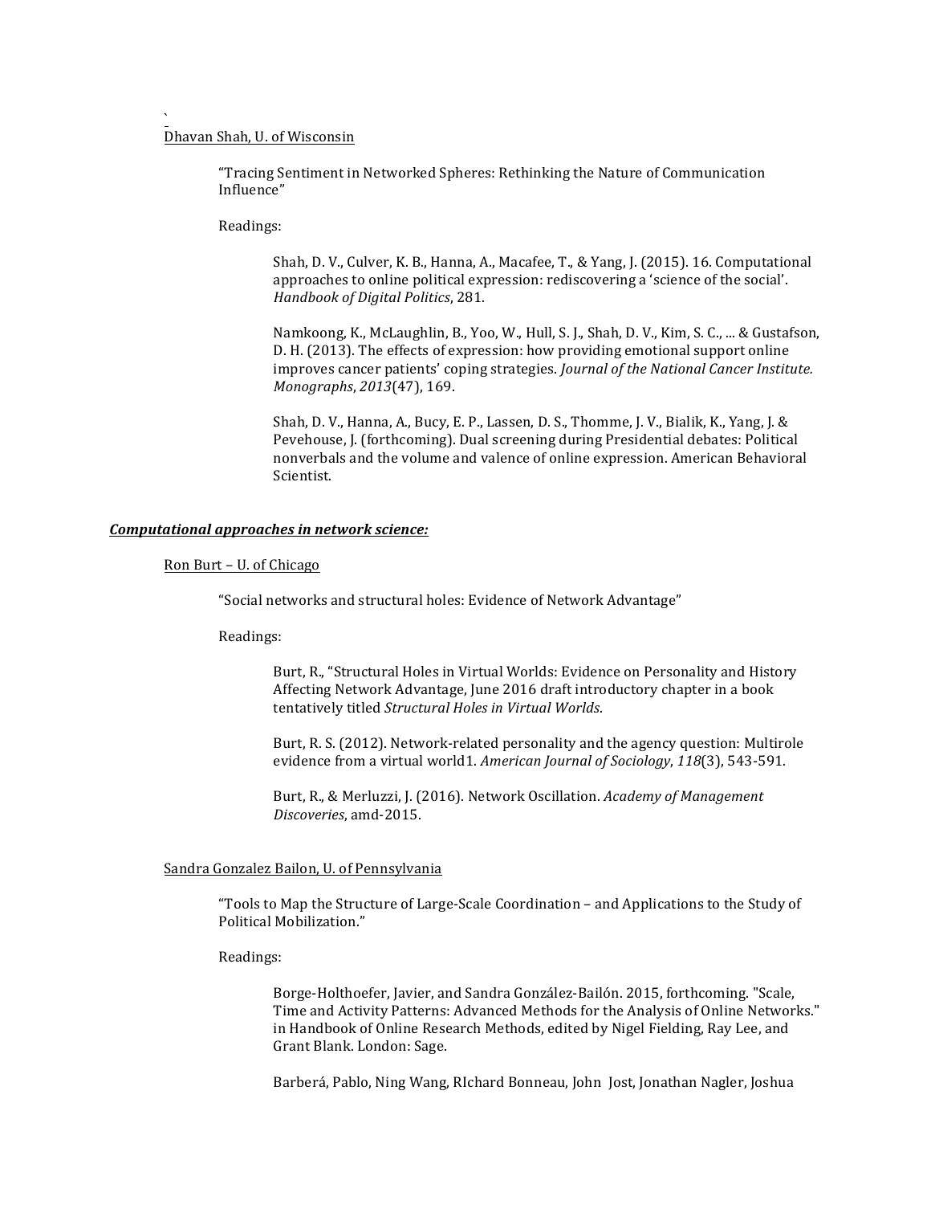`

Dhavan Shah, U. of Wisconsin

"Tracing Sentiment in Networked Spheres: Rethinking the Nature of Communication Influence"

Readings:

Shah, D. V., Culver, K. B., Hanna, A., Macafee, T., & Yang, J. (2015). 16. Computational approaches to online political expression: rediscovering a 'science of the social'. *Handbook of Digital Politics*, 281.

Namkoong, K., McLaughlin, B., Yoo, W., Hull, S. J., Shah, D. V., Kim, S. C., ... & Gustafson, D. H. (2013). The effects of expression: how providing emotional support online improves cancer patients' coping strategies. *Journal of the National Cancer Institute. Monographs*, *2013*(47), 169.

Shah, D. V., Hanna, A., Bucy, E. P., Lassen, D. S., Thomme, J. V., Bialik, K., Yang, J. & Pevehouse, J. (forthcoming). Dual screening during Presidential debates: Political nonverbals and the volume and valence of online expression. American Behavioral Scientist.

***Computational approaches in network science:***

Ron Burt – U. of Chicago

"Social networks and structural holes: Evidence of Network Advantage"

Readings:

Burt, R., "Structural Holes in Virtual Worlds: Evidence on Personality and History Affecting Network Advantage, June 2016 draft introductory chapter in a book tentatively titled *Structural Holes in Virtual Worlds*.

Burt, R. S. (2012). Network-related personality and the agency question: Multirole evidence from a virtual world1. *American Journal of Sociology*, *118*(3), 543-591.

Burt, R., & Merluzzi, J. (2016). Network Oscillation. *Academy of Management Discoveries*, amd-2015.

Sandra Gonzalez Bailon, U. of Pennsylvania

"Tools to Map the Structure of Large-Scale Coordination – and Applications to the Study of Political Mobilization."

Readings:

Borge-Holthoefer, Javier, and Sandra González-Bailón. 2015, forthcoming. "Scale, Time and Activity Patterns: Advanced Methods for the Analysis of Online Networks." in Handbook of Online Research Methods, edited by Nigel Fielding, Ray Lee, and Grant Blank. London: Sage.

Barberá, Pablo, Ning Wang, RIchard Bonneau, John Jost, Jonathan Nagler, Joshua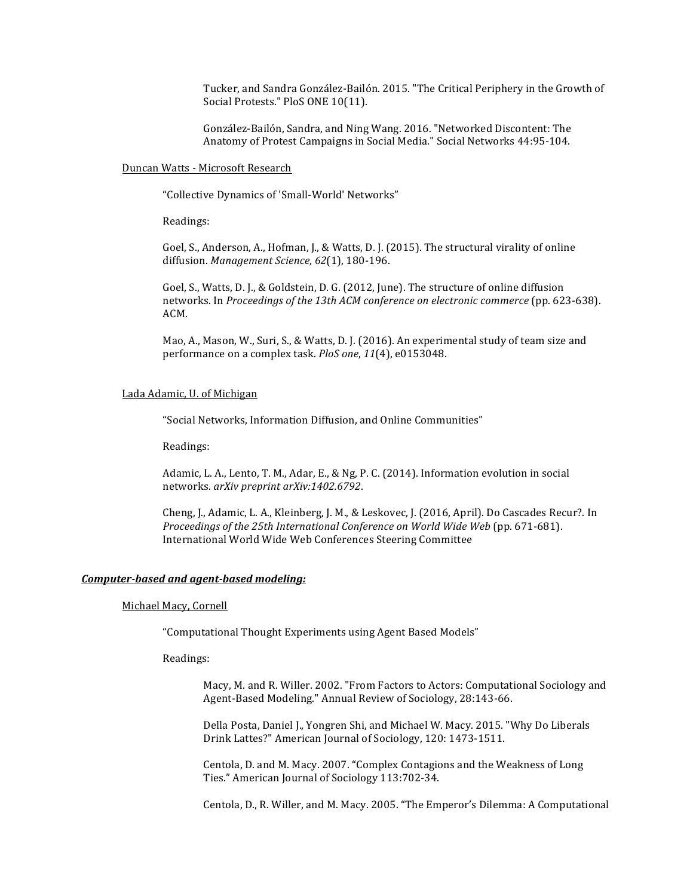Tucker, and Sandra González-Bailón. 2015. "The Critical Periphery in the Growth of Social Protests." PloS ONE 10(11).

González-Bailón, Sandra, and Ning Wang. 2016. "Networked Discontent: The Anatomy of Protest Campaigns in Social Media." Social Networks 44:95-104.

Duncan Watts - Microsoft Research

"Collective Dynamics of 'Small-World' Networks"

Readings:

Goel, S., Anderson, A., Hofman, J., & Watts, D. J. (2015). The structural virality of online diffusion. *Management Science*, *62*(1), 180-196.

Goel, S., Watts, D. J., & Goldstein, D. G. (2012, June). The structure of online diffusion networks. In *Proceedings of the 13th ACM conference on electronic commerce* (pp. 623-638). ACM.

Mao, A., Mason, W., Suri, S., & Watts, D. J. (2016). An experimental study of team size and performance on a complex task. *PloS one*, *11*(4), e0153048.

Lada Adamic, U. of Michigan

"Social Networks, Information Diffusion, and Online Communities"

Readings:

Adamic, L. A., Lento, T. M., Adar, E., & Ng, P. C. (2014). Information evolution in social networks. *arXiv preprint arXiv:1402.6792*.

Cheng, J., Adamic, L. A., Kleinberg, J. M., & Leskovec, J. (2016, April). Do Cascades Recur?. In *Proceedings of the 25th International Conference on World Wide Web* (pp. 671-681). International World Wide Web Conferences Steering Committee

***Computer-based and agent-based modeling:***

Michael Macy, Cornell

"Computational Thought Experiments using Agent Based Models"

Readings:

Macy, M. and R. Willer. 2002. "From Factors to Actors: Computational Sociology and Agent-Based Modeling." Annual Review of Sociology, 28:143-66.

Della Posta, Daniel J., Yongren Shi, and Michael W. Macy. 2015. "Why Do Liberals Drink Lattes?" American Journal of Sociology, 120: 1473-1511.

Centola, D. and M. Macy. 2007. "Complex Contagions and the Weakness of Long Ties." American Journal of Sociology 113:702-34.

Centola, D., R. Willer, and M. Macy. 2005. "The Emperor's Dilemma: A Computational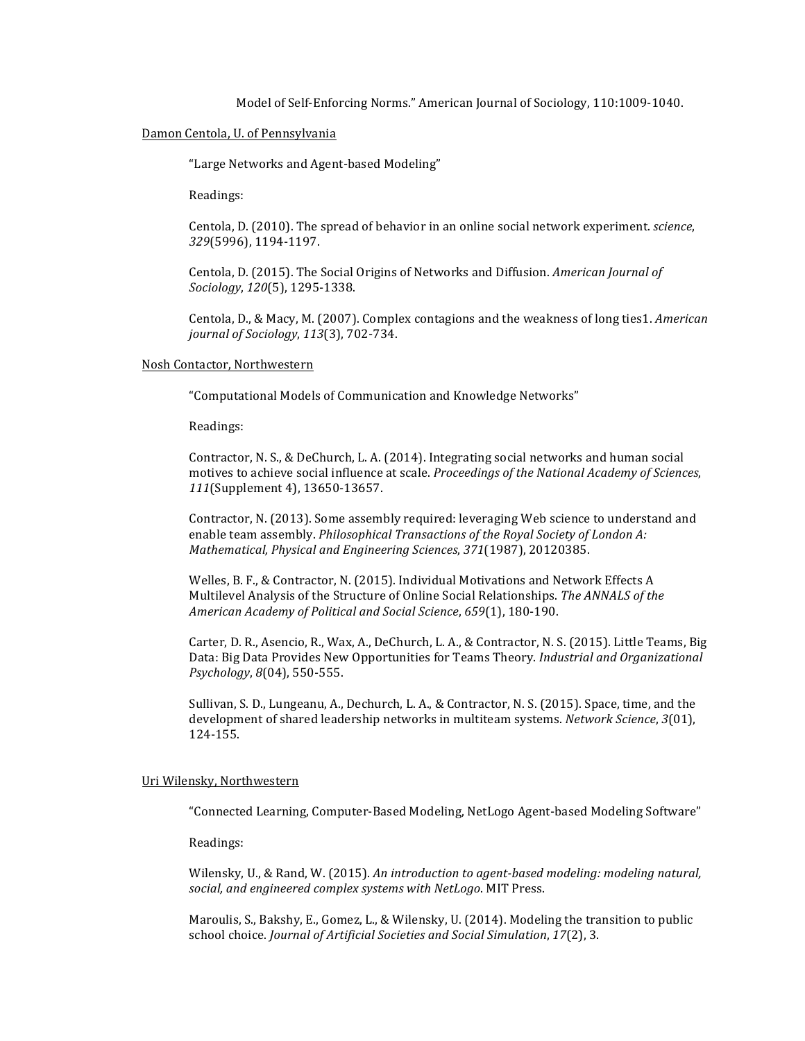Model of Self-Enforcing Norms." American Journal of Sociology, 110:1009-1040.

<u>Damon Centola, U. of Pennsylvania</u>

"Large Networks and Agent-based Modeling"

Readings:

Centola, D. (2010). The spread of behavior in an online social network experiment. *science*, *329*(5996), 1194-1197.

Centola, D. (2015). The Social Origins of Networks and Diffusion. *American Journal of Sociology*, *120*(5), 1295-1338.

Centola, D., & Macy, M. (2007). Complex contagions and the weakness of long ties1. *American journal of Sociology*, *113*(3), 702-734.

<u>Nosh Contactor, Northwestern</u>

"Computational Models of Communication and Knowledge Networks"

Readings:

Contractor, N. S., & DeChurch, L. A. (2014). Integrating social networks and human social motives to achieve social influence at scale. *Proceedings of the National Academy of Sciences*, *111*(Supplement 4), 13650-13657.

Contractor, N. (2013). Some assembly required: leveraging Web science to understand and enable team assembly. *Philosophical Transactions of the Royal Society of London A: Mathematical, Physical and Engineering Sciences*, *371*(1987), 20120385.

Welles, B. F., & Contractor, N. (2015). Individual Motivations and Network Effects A Multilevel Analysis of the Structure of Online Social Relationships. *The ANNALS of the American Academy of Political and Social Science*, *659*(1), 180-190.

Carter, D. R., Asencio, R., Wax, A., DeChurch, L. A., & Contractor, N. S. (2015). Little Teams, Big Data: Big Data Provides New Opportunities for Teams Theory. *Industrial and Organizational Psychology*, *8*(04), 550-555.

Sullivan, S. D., Lungeanu, A., Dechurch, L. A., & Contractor, N. S. (2015). Space, time, and the development of shared leadership networks in multiteam systems. *Network Science*, *3*(01), 124-155.

<u>Uri Wilensky, Northwestern</u>

"Connected Learning, Computer-Based Modeling, NetLogo Agent-based Modeling Software"

Readings:

Wilensky, U., & Rand, W. (2015). *An introduction to agent-based modeling: modeling natural, social, and engineered complex systems with NetLogo*. MIT Press.

Maroulis, S., Bakshy, E., Gomez, L., & Wilensky, U. (2014). Modeling the transition to public school choice. *Journal of Artificial Societies and Social Simulation*, *17*(2), 3.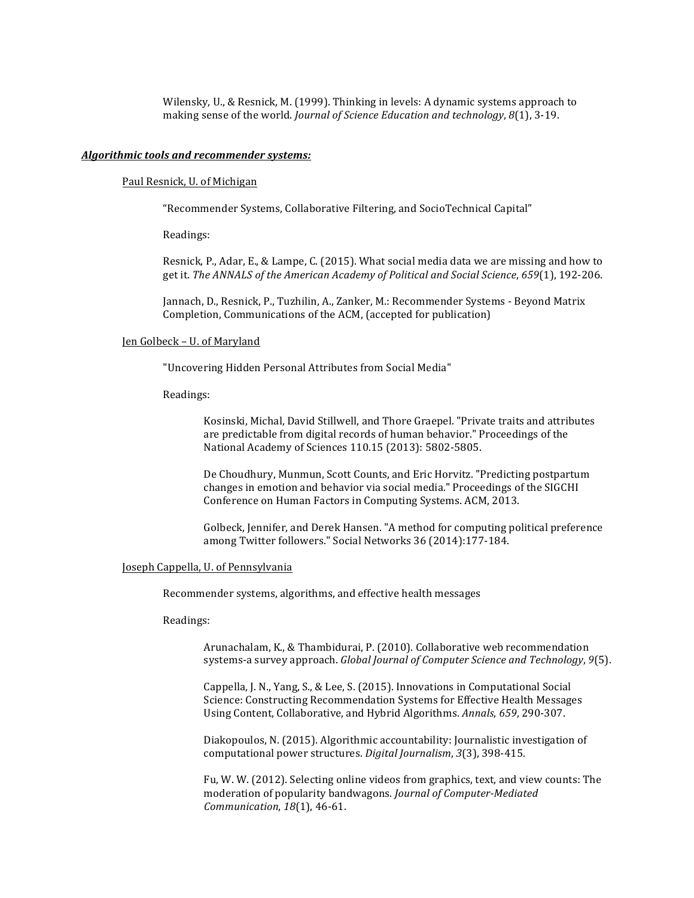Wilensky, U., & Resnick, M. (1999). Thinking in levels: A dynamic systems approach to making sense of the world. *Journal of Science Education and technology*, *8*(1), 3-19.

***Algorithmic tools and recommender systems:***

Paul Resnick, U. of Michigan

"Recommender Systems, Collaborative Filtering, and SocioTechnical Capital"

Readings:

Resnick, P., Adar, E., & Lampe, C. (2015). What social media data we are missing and how to get it. *The ANNALS of the American Academy of Political and Social Science*, *659*(1), 192-206.

Jannach, D., Resnick, P., Tuzhilin, A., Zanker, M.: Recommender Systems - Beyond Matrix Completion, Communications of the ACM, (accepted for publication)

Jen Golbeck – U. of Maryland

"Uncovering Hidden Personal Attributes from Social Media"

Readings:

Kosinski, Michal, David Stillwell, and Thore Graepel. "Private traits and attributes are predictable from digital records of human behavior." Proceedings of the National Academy of Sciences 110.15 (2013): 5802-5805.

De Choudhury, Munmun, Scott Counts, and Eric Horvitz. "Predicting postpartum changes in emotion and behavior via social media." Proceedings of the SIGCHI Conference on Human Factors in Computing Systems. ACM, 2013.

Golbeck, Jennifer, and Derek Hansen. "A method for computing political preference among Twitter followers." Social Networks 36 (2014):177-184.

Joseph Cappella, U. of Pennsylvania

Recommender systems, algorithms, and effective health messages

Readings:

Arunachalam, K., & Thambidurai, P. (2010). Collaborative web recommendation systems-a survey approach. *Global Journal of Computer Science and Technology*, *9*(5).

Cappella, J. N., Yang, S., & Lee, S. (2015). Innovations in Computational Social Science: Constructing Recommendation Systems for Effective Health Messages Using Content, Collaborative, and Hybrid Algorithms. *Annals*, *659*, 290-307.

Diakopoulos, N. (2015). Algorithmic accountability: Journalistic investigation of computational power structures. *Digital Journalism*, *3*(3), 398-415.

Fu, W. W. (2012). Selecting online videos from graphics, text, and view counts: The moderation of popularity bandwagons. *Journal of Computer-Mediated Communication*, *18*(1), 46-61.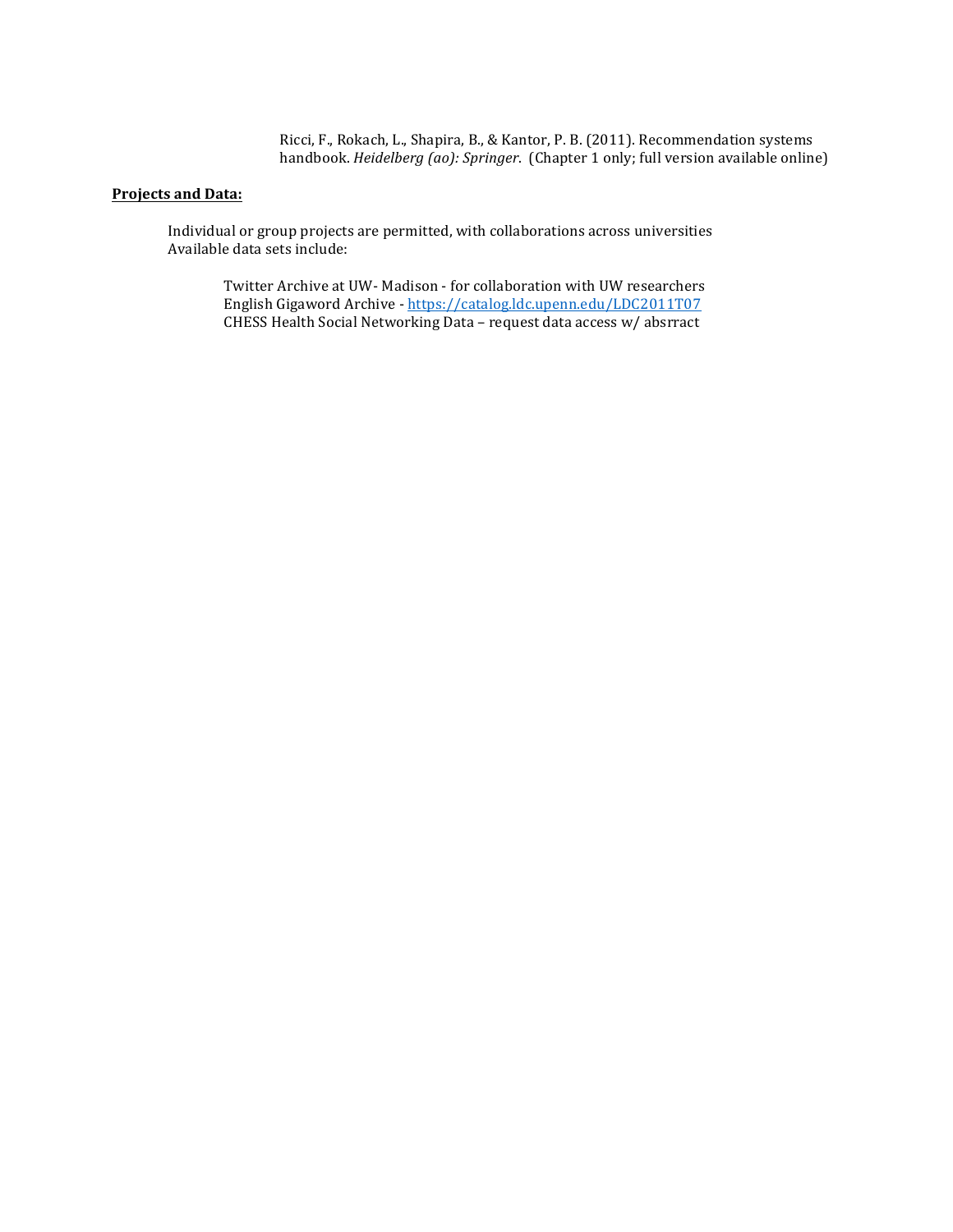Ricci, F., Rokach, L., Shapira, B., & Kantor, P. B. (2011). Recommendation systems handbook. *Heidelberg (ao): Springer*. (Chapter 1 only; full version available online)

**Projects and Data:**

Individual or group projects are permitted, with collaborations across universities
Available data sets include:

Twitter Archive at UW- Madison - for collaboration with UW researchers
English Gigaword Archive - https://catalog.ldc.upenn.edu/LDC2011T07
CHESS Health Social Networking Data – request data access w/ absrract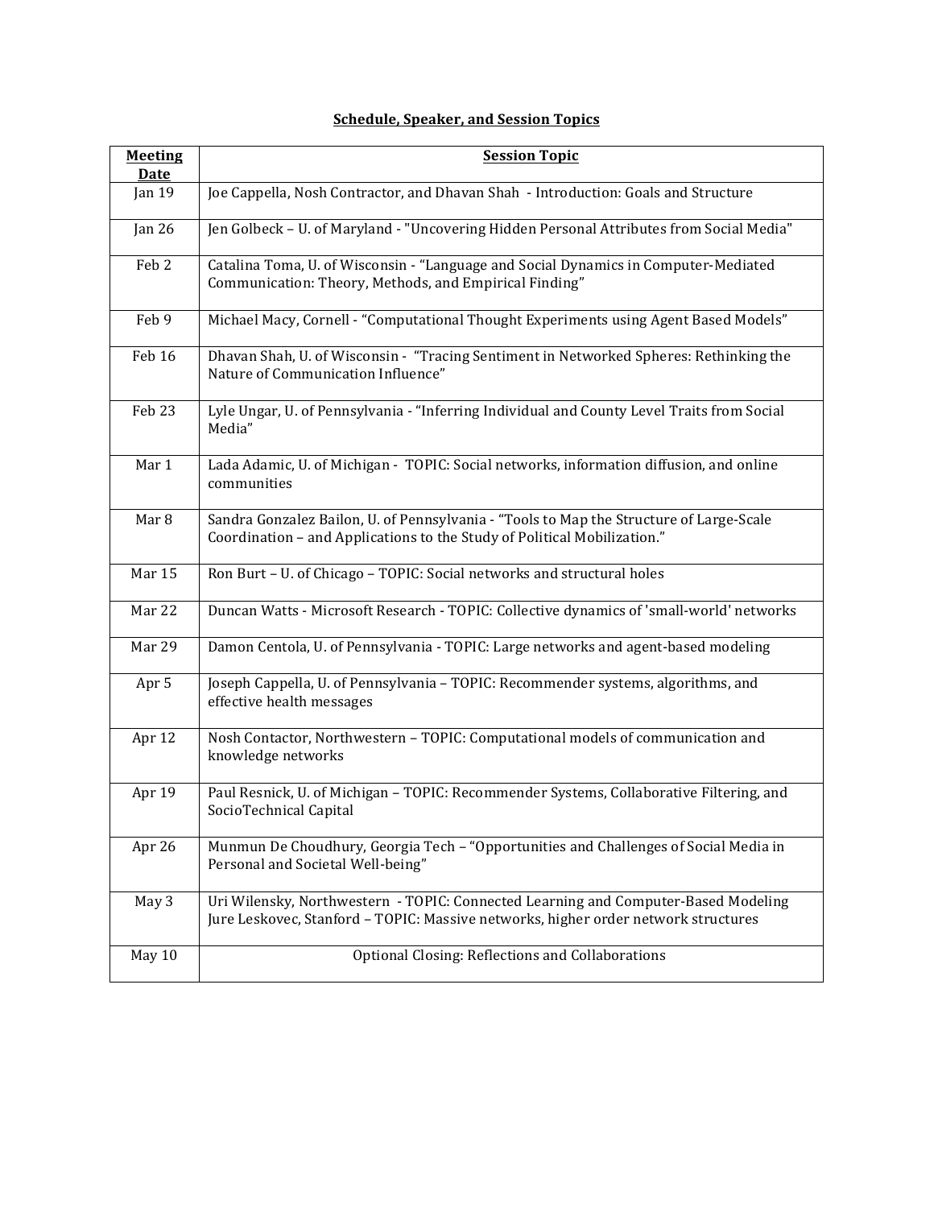**Schedule, Speaker, and Session Topics**

| Meeting Date | Session Topic |
|---|---|
| Jan 19 | Joe Cappella, Nosh Contractor, and Dhavan Shah - Introduction: Goals and Structure |
| Jan 26 | Jen Golbeck – U. of Maryland - "Uncovering Hidden Personal Attributes from Social Media" |
| Feb 2 | Catalina Toma, U. of Wisconsin - "Language and Social Dynamics in Computer-Mediated Communication: Theory, Methods, and Empirical Finding" |
| Feb 9 | Michael Macy, Cornell - "Computational Thought Experiments using Agent Based Models" |
| Feb 16 | Dhavan Shah, U. of Wisconsin - "Tracing Sentiment in Networked Spheres: Rethinking the Nature of Communication Influence" |
| Feb 23 | Lyle Ungar, U. of Pennsylvania - "Inferring Individual and County Level Traits from Social Media" |
| Mar 1 | Lada Adamic, U. of Michigan - TOPIC: Social networks, information diffusion, and online communities |
| Mar 8 | Sandra Gonzalez Bailon, U. of Pennsylvania - "Tools to Map the Structure of Large-Scale Coordination – and Applications to the Study of Political Mobilization." |
| Mar 15 | Ron Burt – U. of Chicago – TOPIC: Social networks and structural holes |
| Mar 22 | Duncan Watts - Microsoft Research - TOPIC: Collective dynamics of 'small-world' networks |
| Mar 29 | Damon Centola, U. of Pennsylvania - TOPIC: Large networks and agent-based modeling |
| Apr 5 | Joseph Cappella, U. of Pennsylvania – TOPIC: Recommender systems, algorithms, and effective health messages |
| Apr 12 | Nosh Contactor, Northwestern – TOPIC: Computational models of communication and knowledge networks |
| Apr 19 | Paul Resnick, U. of Michigan – TOPIC: Recommender Systems, Collaborative Filtering, and SocioTechnical Capital |
| Apr 26 | Munmun De Choudhury, Georgia Tech – "Opportunities and Challenges of Social Media in Personal and Societal Well-being" |
| May 3 | Uri Wilensky, Northwestern - TOPIC: Connected Learning and Computer-Based Modeling<br>Jure Leskovec, Stanford – TOPIC: Massive networks, higher order network structures |
| May 10 | Optional Closing: Reflections and Collaborations |